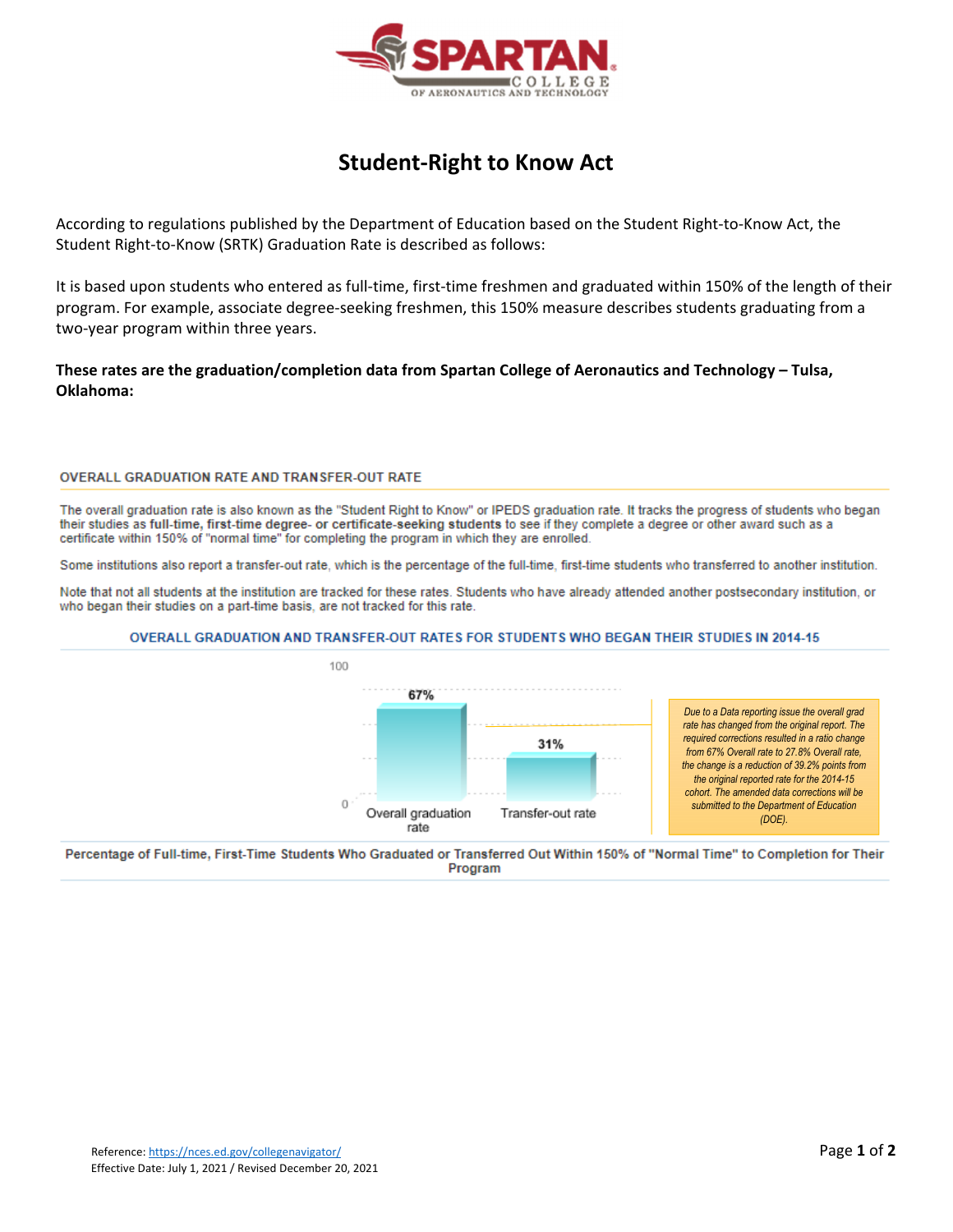# Student-Right to Know Act

According to regulations published by the Department of Education based on the Student Right-to-Know Act, the Student Right-to-Know (SRTK) Graduation Rate is described as follows:

It is based upon students who entered as full-time, first-time freshmen and graduated within 150% of the length of their program. For example, associate degree-seeking freshmen, this 150% measure describes students graduating from a two-year program within three years.

**These rates are the graduation/completion data from Spartan College of Aeronautics and Technology – Tulsa, Oklahoma:**

## OVERALL GRADUATION RATE AND TRANSFER-OUT RATE

The overall graduation rate is also known as the "Student Right to Know" or IPEDS graduation rate. It tracks the progress of students who began their studies as **full-time, first-time degree- or certificate-seeking students** to see if they complete a degree or other award such as a certificate within 150% of "normal time" for completing the program in which they are enrolled.

Some institutions also report a transfer-out rate, which is the percentage of the full-time, first-time students who transferred to another institution.

Note that not all students at the institution are tracked for these rates. Students who have already attended another postsecondary institution, or who began their studies on a part-time basis, are not tracked for this rate.

### OVERALL GRADUATION AND TRANSFER-OUT RATES FOR STUDENTS WHO BEGAN THEIR STUDIES IN 2014-15

| Overall graduation rate | Transfer-out rate |
|---|---|
| 67% | 31% |

*Due to a Data reporting issue the overall grad rate has changed from the original report. The required corrections resulted in a ratio change from 67% Overall rate to 27.8% Overall rate, the change is a reduction of 39.2% points from the original reported rate for the 2014-15 cohort. The amended data corrections will be submitted to the Department of Education (DOE).*

Percentage of Full-time, First-Time Students Who Graduated or Transferred Out Within 150% of "Normal Time" to Completion for Their Program

Reference: https://nces.ed.gov/collegenavigator/
Effective Date: July 1, 2021 / Revised December 20, 2021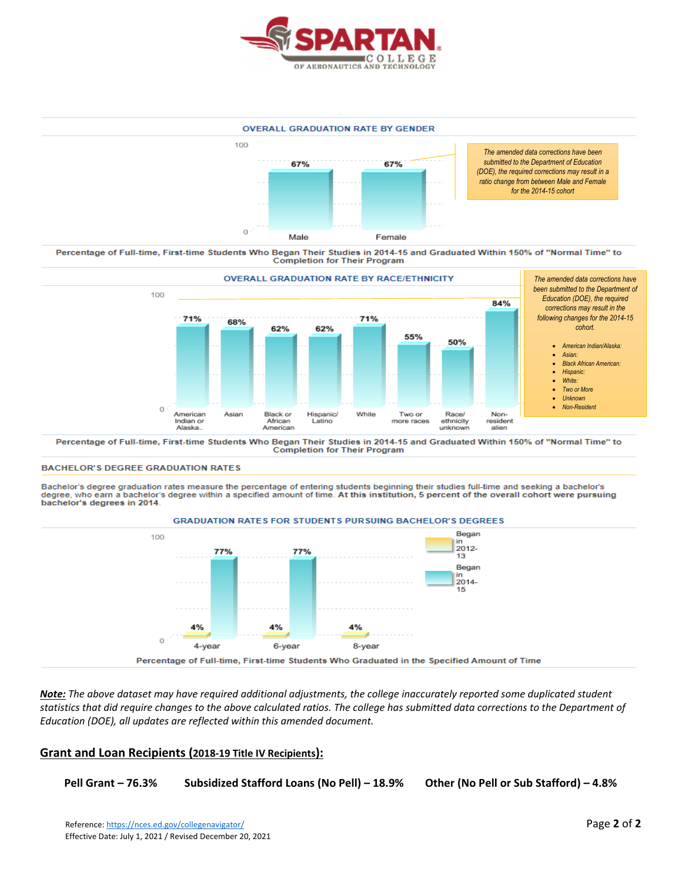SPARTAN COLLEGE OF AERONAUTICS AND TECHNOLOGY

## OVERALL GRADUATION RATE BY GENDER

100

67%
67%

0

Male
Female

*The amended data corrections have been submitted to the Department of Education (DOE), the required corrections may result in a ratio change from between Male and Female for the 2014-15 cohort*

Percentage of Full-time, First-time Students Who Began Their Studies in 2014-15 and Graduated Within 150% of "Normal Time" to Completion for Their Program

## OVERALL GRADUATION RATE BY RACE/ETHNICITY

100

71%
68%
62%
62%
71%
55%
50%
84%

0

American Indian or Alaska..
Asian
Black or African American
Hispanic/ Latino
White
Two or more races
Race/ ethnicity unknown
Non-resident alien

*The amended data corrections have been submitted to the Department of Education (DOE), the required corrections may result in the following changes for the 2014-15 cohort.*

- *American Indian/Alaska:*
- *Asian:*
- *Black African American:*
- *Hispanic:*
- *White:*
- *Two or More*
- *Unknown*
- *Non-Resident*

Percentage of Full-time, First-time Students Who Began Their Studies in 2014-15 and Graduated Within 150% of "Normal Time" to Completion for Their Program

## BACHELOR'S DEGREE GRADUATION RATES

Bachelor's degree graduation rates measure the percentage of entering students beginning their studies full-time and seeking a bachelor's degree, who earn a bachelor's degree within a specified amount of time. **At this institution, 5 percent of the overall cohort were pursuing bachelor's degrees in 2014.**

### GRADUATION RATES FOR STUDENTS PURSUING BACHELOR'S DEGREES

100

4%
77%
4%
77%
4%

0

4-year
6-year
8-year

Began in 2012-13
Began in 2014-15

Percentage of Full-time, First-time Students Who Graduated in the Specified Amount of Time

***Note:*** *The above dataset may have required additional adjustments, the college inaccurately reported some duplicated student statistics that did require changes to the above calculated ratios. The college has submitted data corrections to the Department of Education (DOE), all updates are reflected within this amended document.*

## Grant and Loan Recipients (2018-19 Title IV Recipients):

**Pell Grant – 76.3%** **Subsidized Stafford Loans (No Pell) – 18.9%** **Other (No Pell or Sub Stafford) – 4.8%**

Reference: https://nces.ed.gov/collegenavigator/
Effective Date: July 1, 2021 / Revised December 20, 2021